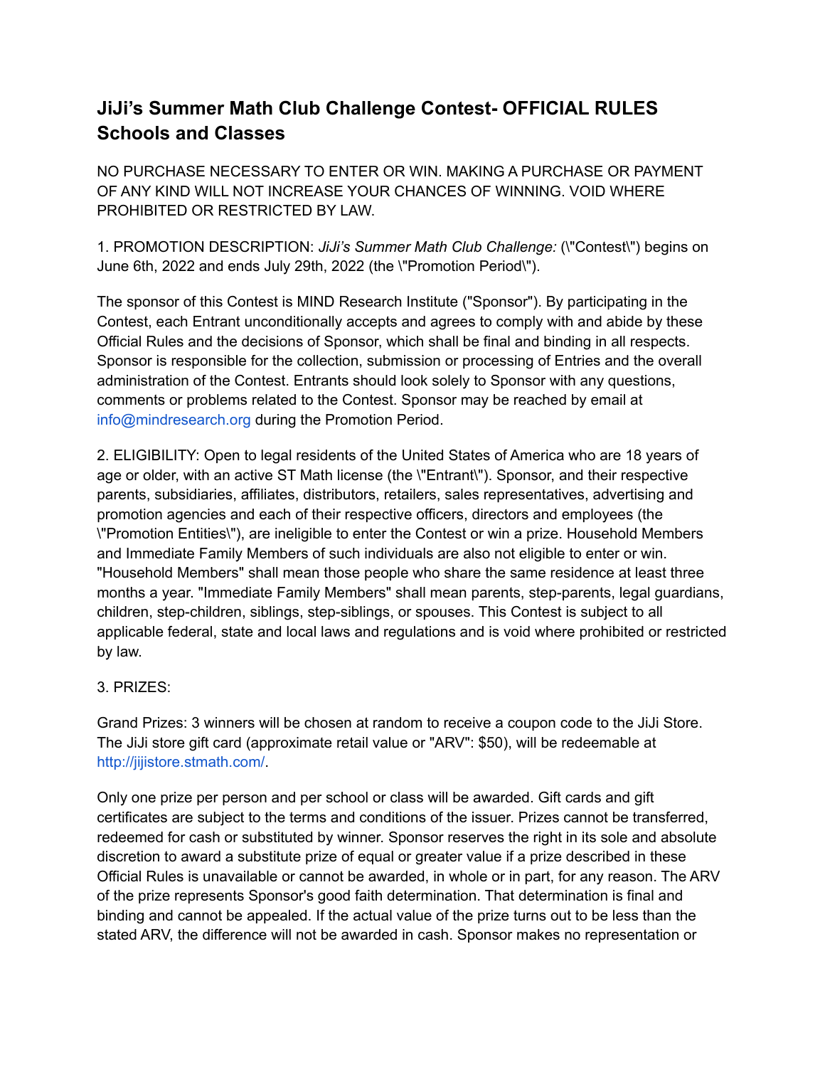# JiJi's Summer Math Club Challenge Contest- OFFICIAL RULES Schools and Classes

NO PURCHASE NECESSARY TO ENTER OR WIN. MAKING A PURCHASE OR PAYMENT OF ANY KIND WILL NOT INCREASE YOUR CHANCES OF WINNING. VOID WHERE PROHIBITED OR RESTRICTED BY LAW.

1. PROMOTION DESCRIPTION: *JiJi's Summer Math Club Challenge:* (\"Contest\") begins on June 6th, 2022 and ends July 29th, 2022 (the \"Promotion Period\").

The sponsor of this Contest is MIND Research Institute ("Sponsor"). By participating in the Contest, each Entrant unconditionally accepts and agrees to comply with and abide by these Official Rules and the decisions of Sponsor, which shall be final and binding in all respects. Sponsor is responsible for the collection, submission or processing of Entries and the overall administration of the Contest. Entrants should look solely to Sponsor with any questions, comments or problems related to the Contest. Sponsor may be reached by email at info@mindresearch.org during the Promotion Period.

2. ELIGIBILITY: Open to legal residents of the United States of America who are 18 years of age or older, with an active ST Math license (the \"Entrant\"). Sponsor, and their respective parents, subsidiaries, affiliates, distributors, retailers, sales representatives, advertising and promotion agencies and each of their respective officers, directors and employees (the \"Promotion Entities\"), are ineligible to enter the Contest or win a prize. Household Members and Immediate Family Members of such individuals are also not eligible to enter or win. "Household Members" shall mean those people who share the same residence at least three months a year. "Immediate Family Members" shall mean parents, step-parents, legal guardians, children, step-children, siblings, step-siblings, or spouses. This Contest is subject to all applicable federal, state and local laws and regulations and is void where prohibited or restricted by law.

3. PRIZES:

Grand Prizes: 3 winners will be chosen at random to receive a coupon code to the JiJi Store. The JiJi store gift card (approximate retail value or "ARV": $50), will be redeemable at http://jijistore.stmath.com/.

Only one prize per person and per school or class will be awarded. Gift cards and gift certificates are subject to the terms and conditions of the issuer. Prizes cannot be transferred, redeemed for cash or substituted by winner. Sponsor reserves the right in its sole and absolute discretion to award a substitute prize of equal or greater value if a prize described in these Official Rules is unavailable or cannot be awarded, in whole or in part, for any reason. The ARV of the prize represents Sponsor's good faith determination. That determination is final and binding and cannot be appealed. If the actual value of the prize turns out to be less than the stated ARV, the difference will not be awarded in cash. Sponsor makes no representation or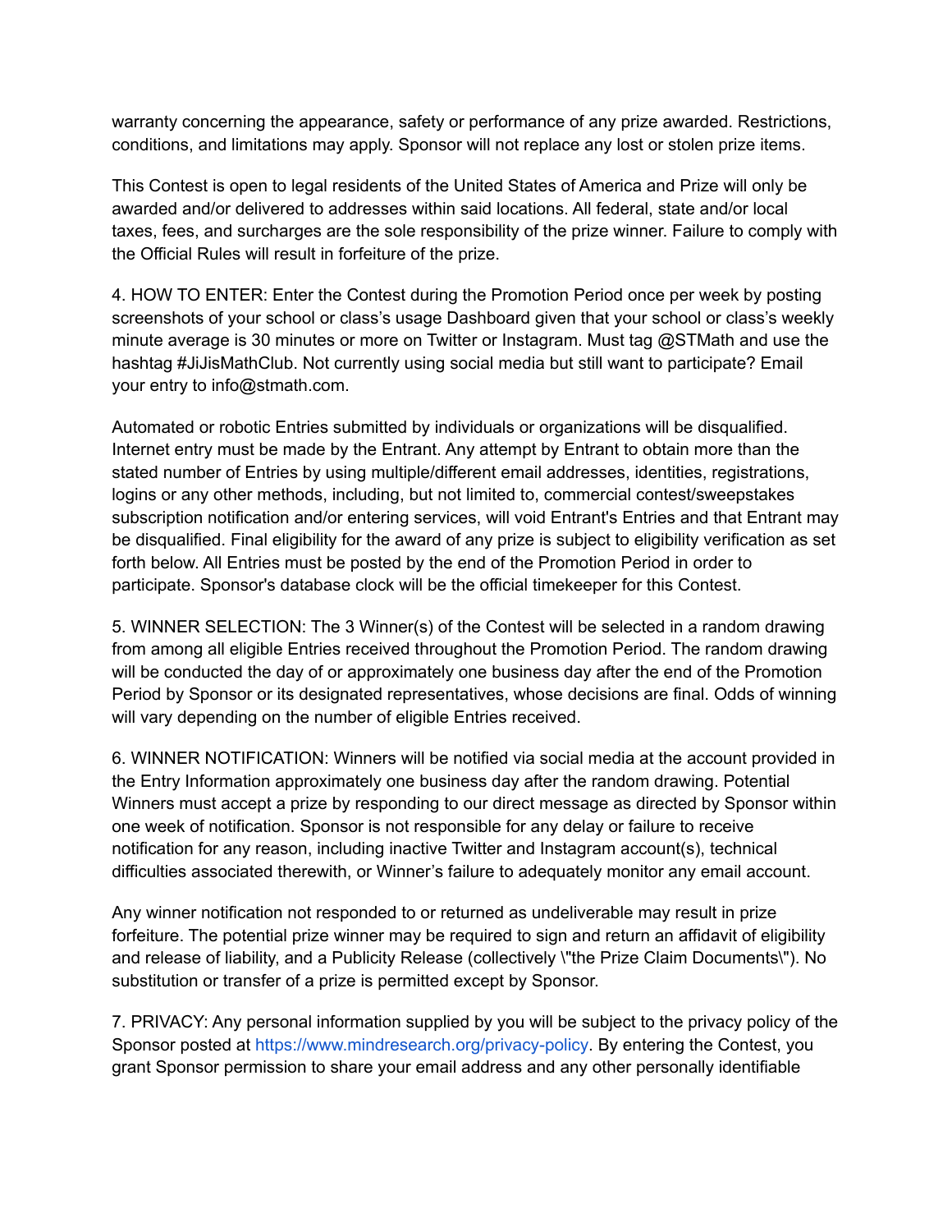warranty concerning the appearance, safety or performance of any prize awarded. Restrictions, conditions, and limitations may apply. Sponsor will not replace any lost or stolen prize items.

This Contest is open to legal residents of the United States of America and Prize will only be awarded and/or delivered to addresses within said locations. All federal, state and/or local taxes, fees, and surcharges are the sole responsibility of the prize winner. Failure to comply with the Official Rules will result in forfeiture of the prize.

4. HOW TO ENTER: Enter the Contest during the Promotion Period once per week by posting screenshots of your school or class's usage Dashboard given that your school or class's weekly minute average is 30 minutes or more on Twitter or Instagram. Must tag @STMath and use the hashtag #JiJisMathClub. Not currently using social media but still want to participate? Email your entry to info@stmath.com.

Automated or robotic Entries submitted by individuals or organizations will be disqualified. Internet entry must be made by the Entrant. Any attempt by Entrant to obtain more than the stated number of Entries by using multiple/different email addresses, identities, registrations, logins or any other methods, including, but not limited to, commercial contest/sweepstakes subscription notification and/or entering services, will void Entrant's Entries and that Entrant may be disqualified. Final eligibility for the award of any prize is subject to eligibility verification as set forth below. All Entries must be posted by the end of the Promotion Period in order to participate. Sponsor's database clock will be the official timekeeper for this Contest.

5. WINNER SELECTION: The 3 Winner(s) of the Contest will be selected in a random drawing from among all eligible Entries received throughout the Promotion Period. The random drawing will be conducted the day of or approximately one business day after the end of the Promotion Period by Sponsor or its designated representatives, whose decisions are final. Odds of winning will vary depending on the number of eligible Entries received.

6. WINNER NOTIFICATION: Winners will be notified via social media at the account provided in the Entry Information approximately one business day after the random drawing. Potential Winners must accept a prize by responding to our direct message as directed by Sponsor within one week of notification. Sponsor is not responsible for any delay or failure to receive notification for any reason, including inactive Twitter and Instagram account(s), technical difficulties associated therewith, or Winner's failure to adequately monitor any email account.

Any winner notification not responded to or returned as undeliverable may result in prize forfeiture. The potential prize winner may be required to sign and return an affidavit of eligibility and release of liability, and a Publicity Release (collectively \"the Prize Claim Documents\"). No substitution or transfer of a prize is permitted except by Sponsor.

7. PRIVACY: Any personal information supplied by you will be subject to the privacy policy of the Sponsor posted at https://www.mindresearch.org/privacy-policy. By entering the Contest, you grant Sponsor permission to share your email address and any other personally identifiable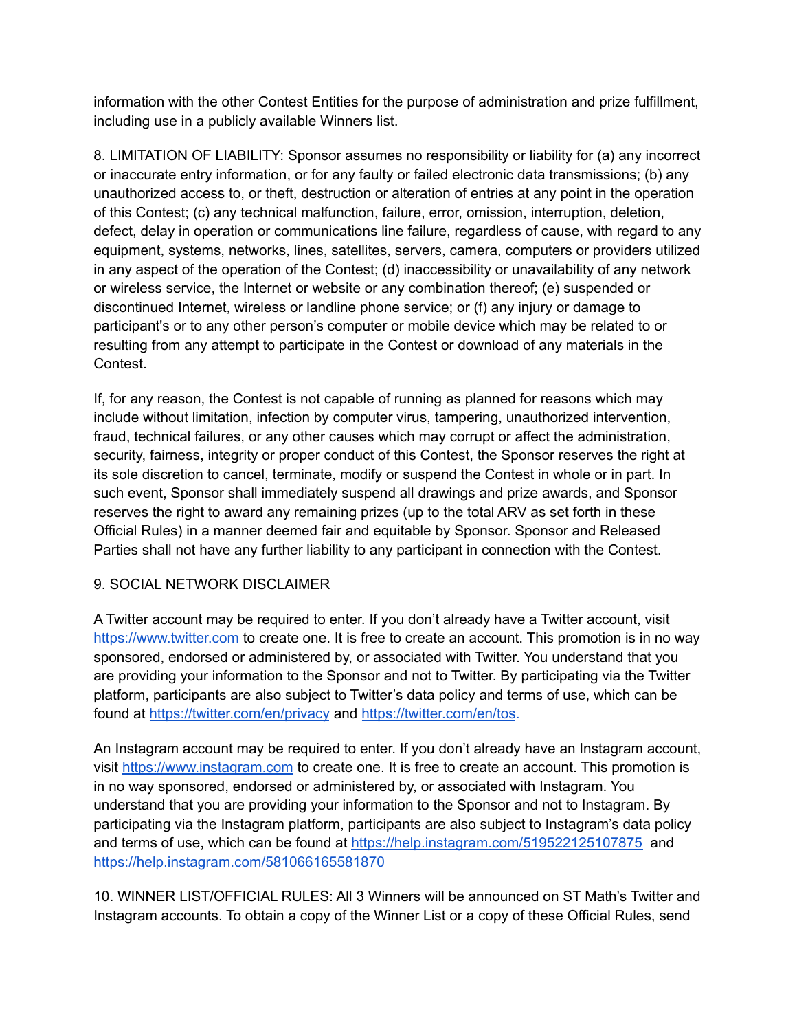information with the other Contest Entities for the purpose of administration and prize fulfillment, including use in a publicly available Winners list.

8. LIMITATION OF LIABILITY: Sponsor assumes no responsibility or liability for (a) any incorrect or inaccurate entry information, or for any faulty or failed electronic data transmissions; (b) any unauthorized access to, or theft, destruction or alteration of entries at any point in the operation of this Contest; (c) any technical malfunction, failure, error, omission, interruption, deletion, defect, delay in operation or communications line failure, regardless of cause, with regard to any equipment, systems, networks, lines, satellites, servers, camera, computers or providers utilized in any aspect of the operation of the Contest; (d) inaccessibility or unavailability of any network or wireless service, the Internet or website or any combination thereof; (e) suspended or discontinued Internet, wireless or landline phone service; or (f) any injury or damage to participant's or to any other person's computer or mobile device which may be related to or resulting from any attempt to participate in the Contest or download of any materials in the Contest.

If, for any reason, the Contest is not capable of running as planned for reasons which may include without limitation, infection by computer virus, tampering, unauthorized intervention, fraud, technical failures, or any other causes which may corrupt or affect the administration, security, fairness, integrity or proper conduct of this Contest, the Sponsor reserves the right at its sole discretion to cancel, terminate, modify or suspend the Contest in whole or in part. In such event, Sponsor shall immediately suspend all drawings and prize awards, and Sponsor reserves the right to award any remaining prizes (up to the total ARV as set forth in these Official Rules) in a manner deemed fair and equitable by Sponsor. Sponsor and Released Parties shall not have any further liability to any participant in connection with the Contest.

9. SOCIAL NETWORK DISCLAIMER

A Twitter account may be required to enter. If you don't already have a Twitter account, visit https://www.twitter.com to create one. It is free to create an account. This promotion is in no way sponsored, endorsed or administered by, or associated with Twitter. You understand that you are providing your information to the Sponsor and not to Twitter. By participating via the Twitter platform, participants are also subject to Twitter's data policy and terms of use, which can be found at https://twitter.com/en/privacy and https://twitter.com/en/tos.

An Instagram account may be required to enter. If you don't already have an Instagram account, visit https://www.instagram.com to create one. It is free to create an account. This promotion is in no way sponsored, endorsed or administered by, or associated with Instagram. You understand that you are providing your information to the Sponsor and not to Instagram. By participating via the Instagram platform, participants are also subject to Instagram's data policy and terms of use, which can be found at https://help.instagram.com/519522125107875 and https://help.instagram.com/581066165581870

10. WINNER LIST/OFFICIAL RULES: All 3 Winners will be announced on ST Math's Twitter and Instagram accounts. To obtain a copy of the Winner List or a copy of these Official Rules, send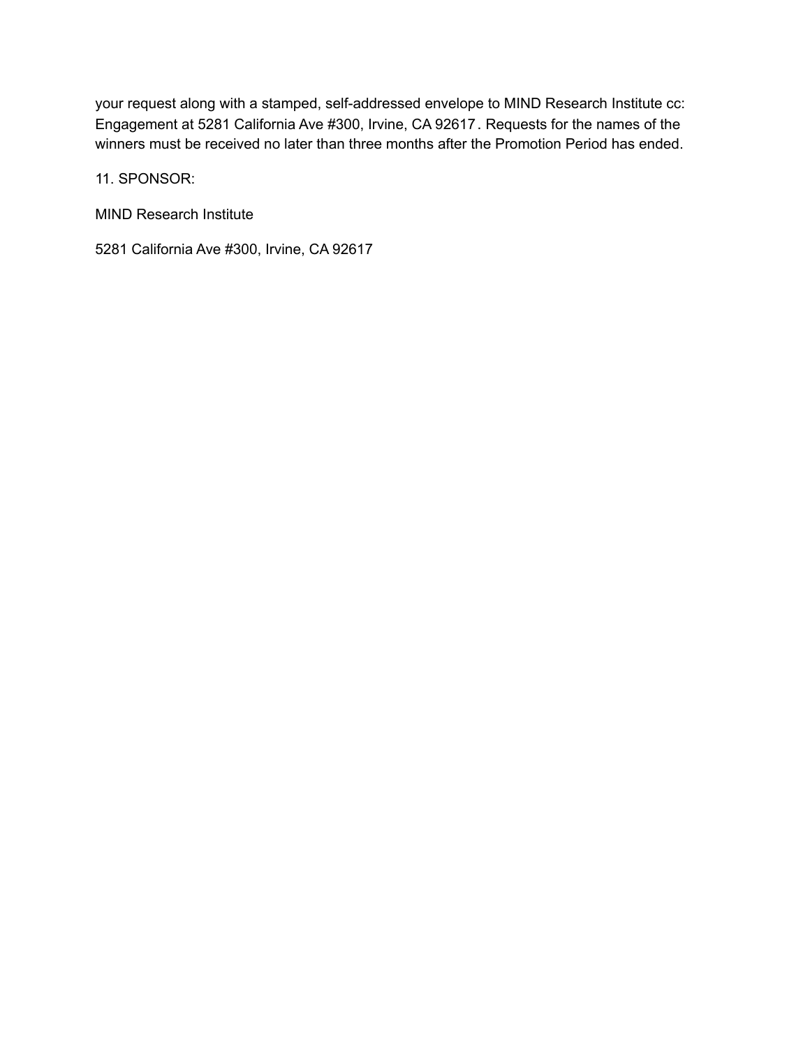your request along with a stamped, self-addressed envelope to MIND Research Institute cc: Engagement at 5281 California Ave #300, Irvine, CA 92617. Requests for the names of the winners must be received no later than three months after the Promotion Period has ended.

11. SPONSOR:

MIND Research Institute

5281 California Ave #300, Irvine, CA 92617